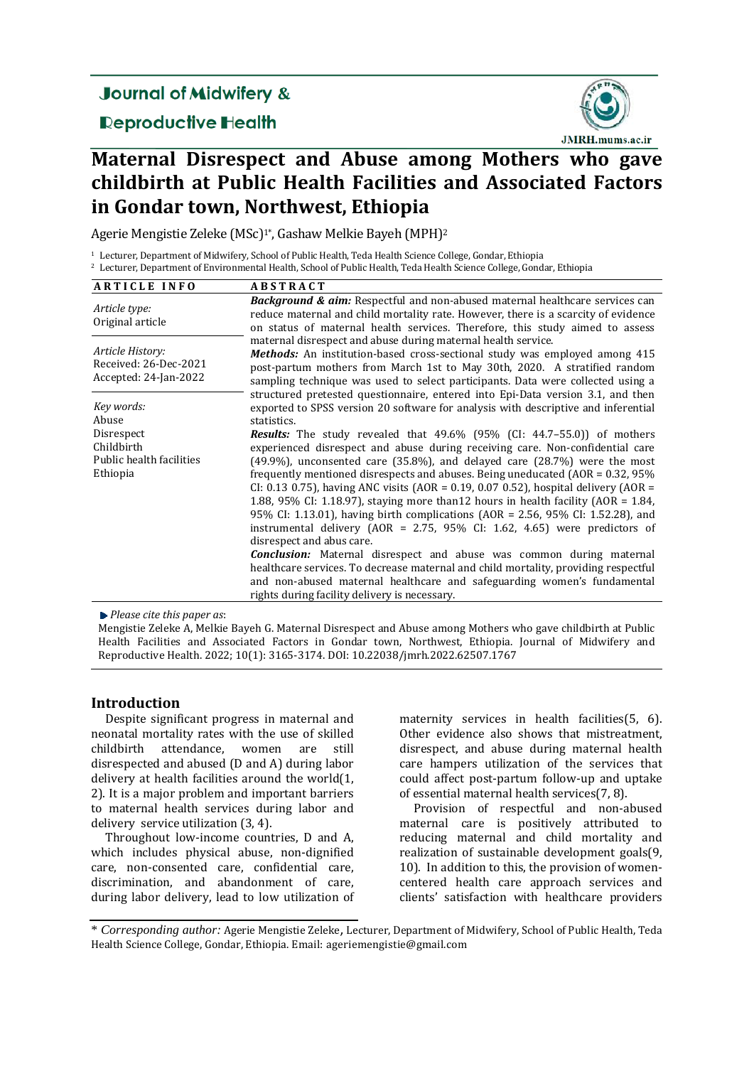# Maternal Disrespect and Abuse among Mothers who gave childbirth at Public Health Facilities and Associated Factors in Gondar town, Northwest, Ethiopia

Agerie Mengistie Zeleke (MSc)[1*], Gashaw Melkie Bayeh (MPH)[2]

[1] Lecturer, Department of Midwifery, School of Public Health, Teda Health Science College, Gondar, Ethiopia
[2] Lecturer, Department of Environmental Health, School of Public Health, Teda Health Science College, Gondar, Ethiopia

| ARTICLE INFO | ABSTRACT |
|---|---|
| *Article type:* Original article<br><br>*Article History:* Received: 26-Dec-2021 Accepted: 24-Jan-2022<br><br>*Key words:* Abuse, Disrespect, Childbirth, Public health facilities, Ethiopia | ***Background & aim:*** Respectful and non-abused maternal healthcare services can reduce maternal and child mortality rate. However, there is a scarcity of evidence on status of maternal health services. Therefore, this study aimed to assess maternal disrespect and abuse during maternal health service.<br>***Methods:*** An institution-based cross-sectional study was employed among 415 post-partum mothers from March 1st to May 30th, 2020. A stratified random sampling technique was used to select participants. Data were collected using a structured pretested questionnaire, entered into Epi-Data version 3.1, and then exported to SPSS version 20 software for analysis with descriptive and inferential statistics.<br>***Results:*** The study revealed that 49.6% (95% (CI: 44.7–55.0)) of mothers experienced disrespect and abuse during receiving care. Non-confidential care (49.9%), unconsented care (35.8%), and delayed care (28.7%) were the most frequently mentioned disrespects and abuses. Being uneducated (AOR = 0.32, 95% CI: 0.13 0.75), having ANC visits (AOR = 0.19, 0.07 0.52), hospital delivery (AOR = 1.88, 95% CI: 1.18.97), staying more than12 hours in health facility (AOR = 1.84, 95% CI: 1.13.01), having birth complications (AOR = 2.56, 95% CI: 1.52.28), and instrumental delivery (AOR = 2.75, 95% CI: 1.62, 4.65) were predictors of disrespect and abus care.<br>***Conclusion:*** Maternal disrespect and abuse was common during maternal healthcare services. To decrease maternal and child mortality, providing respectful and non-abused maternal healthcare and safeguarding women's fundamental rights during facility delivery is necessary. |

*Please cite this paper as*:
Mengistie Zeleke A, Melkie Bayeh G. Maternal Disrespect and Abuse among Mothers who gave childbirth at Public Health Facilities and Associated Factors in Gondar town, Northwest, Ethiopia. Journal of Midwifery and Reproductive Health. 2022; 10(1): 3165-3174. DOI: 10.22038/jmrh.2022.62507.1767

## Introduction

Despite significant progress in maternal and neonatal mortality rates with the use of skilled childbirth attendance, women are still disrespected and abused (D and A) during labor delivery at health facilities around the world(1, 2). It is a major problem and important barriers to maternal health services during labor and delivery service utilization (3, 4).

Throughout low-income countries, D and A, which includes physical abuse, non-dignified care, non-consented care, confidential care, discrimination, and abandonment of care, during labor delivery, lead to low utilization of maternity services in health facilities(5, 6). Other evidence also shows that mistreatment, disrespect, and abuse during maternal health care hampers utilization of the services that could affect post-partum follow-up and uptake of essential maternal health services(7, 8).

Provision of respectful and non-abused maternal care is positively attributed to reducing maternal and child mortality and realization of sustainable development goals(9, 10). In addition to this, the provision of women-centered health care approach services and clients' satisfaction with healthcare providers

\* *Corresponding author:* Agerie Mengistie Zeleke, Lecturer, Department of Midwifery, School of Public Health, Teda Health Science College, Gondar, Ethiopia. Email: ageriemengistie@gmail.com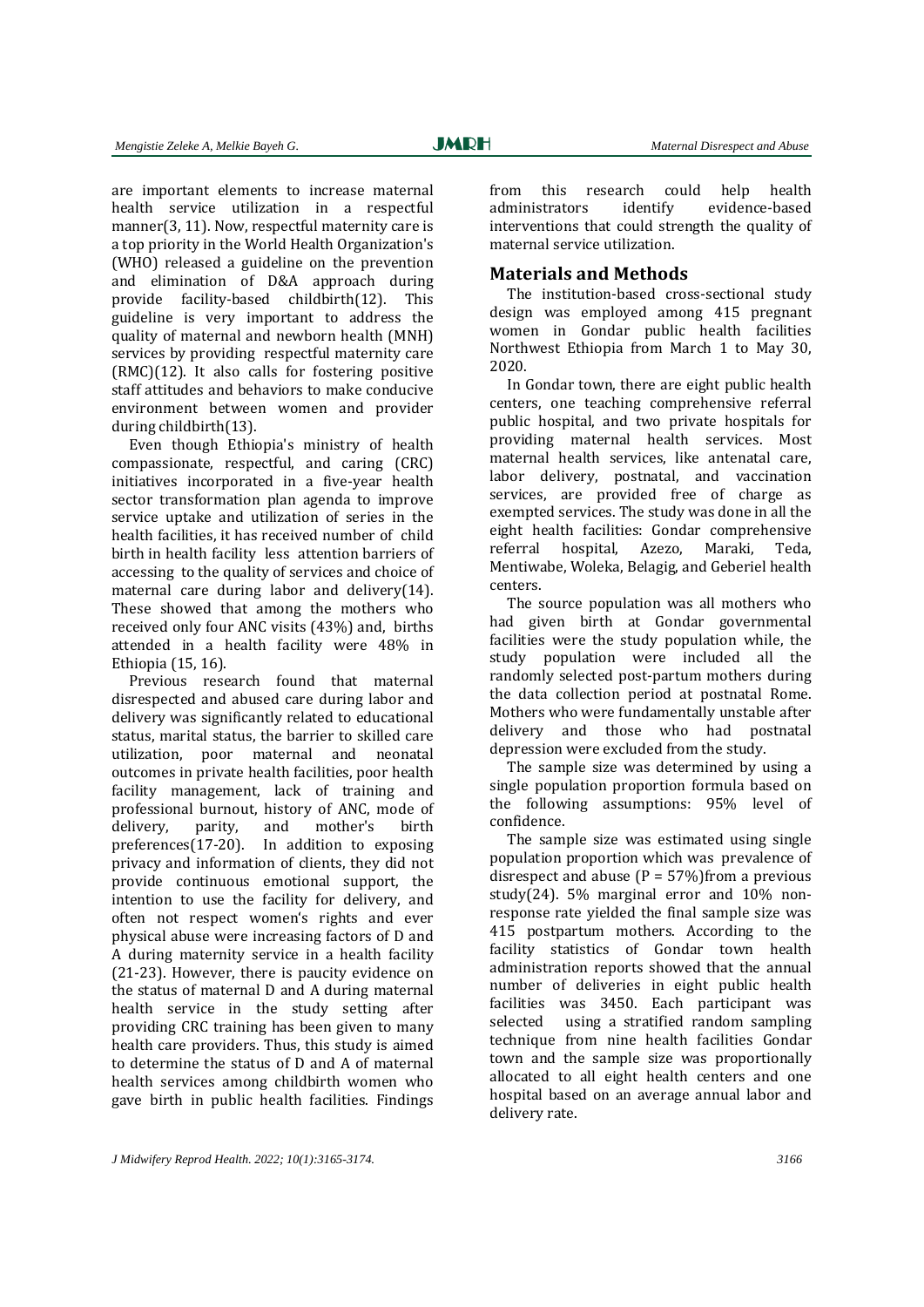are important elements to increase maternal health service utilization in a respectful manner(3, 11). Now, respectful maternity care is a top priority in the World Health Organization's (WHO) released a guideline on the prevention and elimination of D&A approach during provide facility-based childbirth(12). This guideline is very important to address the quality of maternal and newborn health (MNH) services by providing respectful maternity care (RMC)(12). It also calls for fostering positive staff attitudes and behaviors to make conducive environment between women and provider during childbirth(13).

Even though Ethiopia's ministry of health compassionate, respectful, and caring (CRC) initiatives incorporated in a five-year health sector transformation plan agenda to improve service uptake and utilization of series in the health facilities, it has received number of child birth in health facility less attention barriers of accessing to the quality of services and choice of maternal care during labor and delivery(14). These showed that among the mothers who received only four ANC visits (43%) and, births attended in a health facility were 48% in Ethiopia (15, 16).

Previous research found that maternal disrespected and abused care during labor and delivery was significantly related to educational status, marital status, the barrier to skilled care utilization, poor maternal and neonatal outcomes in private health facilities, poor health facility management, lack of training and professional burnout, history of ANC, mode of delivery, parity, and mother's birth preferences(17-20). In addition to exposing privacy and information of clients, they did not provide continuous emotional support, the intention to use the facility for delivery, and often not respect women's rights and ever physical abuse were increasing factors of D and A during maternity service in a health facility (21-23). However, there is paucity evidence on the status of maternal D and A during maternal health service in the study setting after providing CRC training has been given to many health care providers. Thus, this study is aimed to determine the status of D and A of maternal health services among childbirth women who gave birth in public health facilities. Findings from this research could help health administrators identify evidence-based interventions that could strength the quality of maternal service utilization.

## Materials and Methods

The institution-based cross-sectional study design was employed among 415 pregnant women in Gondar public health facilities Northwest Ethiopia from March 1 to May 30, 2020.

In Gondar town, there are eight public health centers, one teaching comprehensive referral public hospital, and two private hospitals for providing maternal health services. Most maternal health services, like antenatal care, labor delivery, postnatal, and vaccination services, are provided free of charge as exempted services. The study was done in all the eight health facilities: Gondar comprehensive referral hospital, Azezo, Maraki, Teda, Mentiwabe, Woleka, Belagig, and Geberiel health centers.

The source population was all mothers who had given birth at Gondar governmental facilities were the study population while, the study population were included all the randomly selected post-partum mothers during the data collection period at postnatal Rome. Mothers who were fundamentally unstable after delivery and those who had postnatal depression were excluded from the study.

The sample size was determined by using a single population proportion formula based on the following assumptions: 95% level of confidence.

The sample size was estimated using single population proportion which was prevalence of disrespect and abuse (P = 57%)from a previous study(24). 5% marginal error and 10% non-response rate yielded the final sample size was 415 postpartum mothers. According to the facility statistics of Gondar town health administration reports showed that the annual number of deliveries in eight public health facilities was 3450. Each participant was selected using a stratified random sampling technique from nine health facilities Gondar town and the sample size was proportionally allocated to all eight health centers and one hospital based on an average annual labor and delivery rate.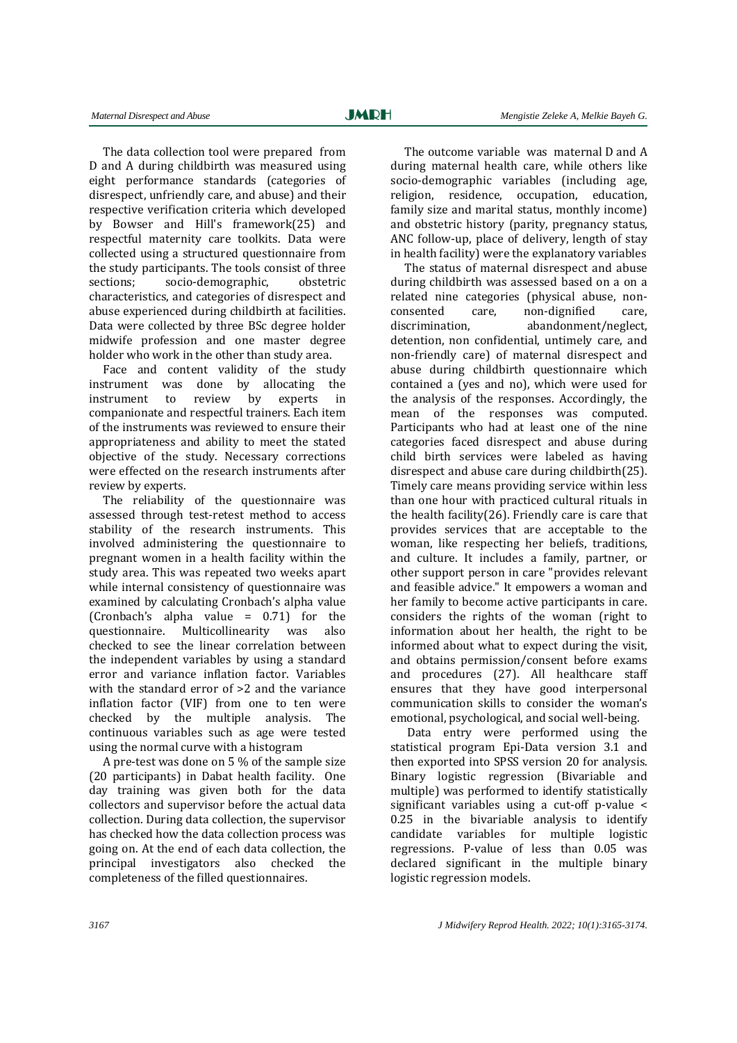The data collection tool were prepared from D and A during childbirth was measured using eight performance standards (categories of disrespect, unfriendly care, and abuse) and their respective verification criteria which developed by Bowser and Hill's framework(25) and respectful maternity care toolkits. Data were collected using a structured questionnaire from the study participants. The tools consist of three sections; socio-demographic, obstetric characteristics, and categories of disrespect and abuse experienced during childbirth at facilities. Data were collected by three BSc degree holder midwife profession and one master degree holder who work in the other than study area.

Face and content validity of the study instrument was done by allocating the instrument to review by experts in companionate and respectful trainers. Each item of the instruments was reviewed to ensure their appropriateness and ability to meet the stated objective of the study. Necessary corrections were effected on the research instruments after review by experts.

The reliability of the questionnaire was assessed through test-retest method to access stability of the research instruments. This involved administering the questionnaire to pregnant women in a health facility within the study area. This was repeated two weeks apart while internal consistency of questionnaire was examined by calculating Cronbach's alpha value (Cronbach's alpha value = 0.71) for the questionnaire. Multicollinearity was also checked to see the linear correlation between the independent variables by using a standard error and variance inflation factor. Variables with the standard error of >2 and the variance inflation factor (VIF) from one to ten were checked by the multiple analysis. The continuous variables such as age were tested using the normal curve with a histogram

A pre-test was done on 5 % of the sample size (20 participants) in Dabat health facility. One day training was given both for the data collectors and supervisor before the actual data collection. During data collection, the supervisor has checked how the data collection process was going on. At the end of each data collection, the principal investigators also checked the completeness of the filled questionnaires.

The outcome variable was maternal D and A during maternal health care, while others like socio-demographic variables (including age, religion, residence, occupation, education, family size and marital status, monthly income) and obstetric history (parity, pregnancy status, ANC follow-up, place of delivery, length of stay in health facility) were the explanatory variables

The status of maternal disrespect and abuse during childbirth was assessed based on a on a related nine categories (physical abuse, non-consented care, non-dignified care, discrimination, abandonment/neglect, detention, non confidential, untimely care, and non-friendly care) of maternal disrespect and abuse during childbirth questionnaire which contained a (yes and no), which were used for the analysis of the responses. Accordingly, the mean of the responses was computed. Participants who had at least one of the nine categories faced disrespect and abuse during child birth services were labeled as having disrespect and abuse care during childbirth(25). Timely care means providing service within less than one hour with practiced cultural rituals in the health facility(26). Friendly care is care that provides services that are acceptable to the woman, like respecting her beliefs, traditions, and culture. It includes a family, partner, or other support person in care "provides relevant and feasible advice." It empowers a woman and her family to become active participants in care. considers the rights of the woman (right to information about her health, the right to be informed about what to expect during the visit, and obtains permission/consent before exams and procedures (27). All healthcare staff ensures that they have good interpersonal communication skills to consider the woman's emotional, psychological, and social well-being.

Data entry were performed using the statistical program Epi-Data version 3.1 and then exported into SPSS version 20 for analysis. Binary logistic regression (Bivariable and multiple) was performed to identify statistically significant variables using a cut-off p-value < 0.25 in the bivariable analysis to identify candidate variables for multiple logistic regressions. P-value of less than 0.05 was declared significant in the multiple binary logistic regression models.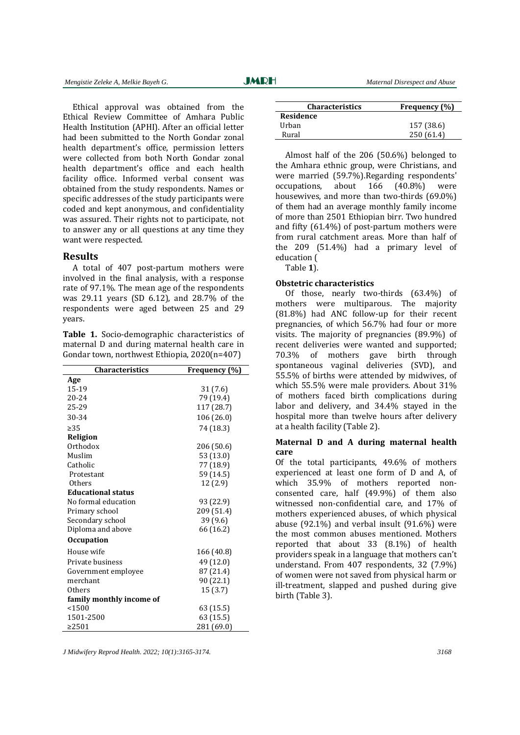Ethical approval was obtained from the Ethical Review Committee of Amhara Public Health Institution (APHI). After an official letter had been submitted to the North Gondar zonal health department's office, permission letters were collected from both North Gondar zonal health department's office and each health facility office. Informed verbal consent was obtained from the study respondents. Names or specific addresses of the study participants were coded and kept anonymous, and confidentiality was assured. Their rights not to participate, not to answer any or all questions at any time they want were respected.

## Results

A total of 407 post-partum mothers were involved in the final analysis, with a response rate of 97.1%. The mean age of the respondents was 29.11 years (SD 6.12), and 28.7% of the respondents were aged between 25 and 29 years.

**Table 1.** Socio-demographic characteristics of maternal D and during maternal health care in Gondar town, northwest Ethiopia, 2020(n=407)

| Characteristics | Frequency (%) |
|---|---|
| **Age** | |
| 15-19 | 31 (7.6) |
| 20-24 | 79 (19.4) |
| 25-29 | 117 (28.7) |
| 30-34 | 106 (26.0) |
| ≥35 | 74 (18.3) |
| **Religion** | |
| Orthodox | 206 (50.6) |
| Muslim | 53 (13.0) |
| Catholic | 77 (18.9) |
| Protestant | 59 (14.5) |
| Others | 12 (2.9) |
| **Educational status** | |
| No formal education | 93 (22.9) |
| Primary school | 209 (51.4) |
| Secondary school | 39 (9.6) |
| Diploma and above | 66 (16.2) |
| **Occupation** | |
| House wife | 166 (40.8) |
| Private business | 49 (12.0) |
| Government employee | 87 (21.4) |
| merchant | 90 (22.1) |
| Others | 15 (3.7) |
| **family monthly income of** | |
| <1500 | 63 (15.5) |
| 1501-2500 | 63 (15.5) |
| ≥2501 | 281 (69.0) |
| **Residence** | |
| Urban | 157 (38.6) |
| Rural | 250 (61.4) |

Almost half of the 206 (50.6%) belonged to the Amhara ethnic group, were Christians, and were married (59.7%).Regarding respondents' occupations, about 166 (40.8%) were housewives, and more than two-thirds (69.0%) of them had an average monthly family income of more than 2501 Ethiopian birr. Two hundred and fifty (61.4%) of post-partum mothers were from rural catchment areas. More than half of the 209 (51.4%) had a primary level of education (Table **1**).

### Obstetric characteristics

Of those, nearly two-thirds (63.4%) of mothers were multiparous. The majority (81.8%) had ANC follow-up for their recent pregnancies, of which 56.7% had four or more visits. The majority of pregnancies (89.9%) of recent deliveries were wanted and supported; 70.3% of mothers gave birth through spontaneous vaginal deliveries (SVD), and 55.5% of births were attended by midwives, of which 55.5% were male providers. About 31% of mothers faced birth complications during labor and delivery, and 34.4% stayed in the hospital more than twelve hours after delivery at a health facility (Table 2).

### Maternal D and A during maternal health care

Of the total participants, 49.6% of mothers experienced at least one form of D and A, of which 35.9% of mothers reported non-consented care, half (49.9%) of them also witnessed non-confidential care, and 17% of mothers experienced abuses, of which physical abuse (92.1%) and verbal insult (91.6%) were the most common abuses mentioned. Mothers reported that about 33 (8.1%) of health providers speak in a language that mothers can't understand. From 407 respondents, 32 (7.9%) of women were not saved from physical harm or ill-treatment, slapped and pushed during give birth (Table 3).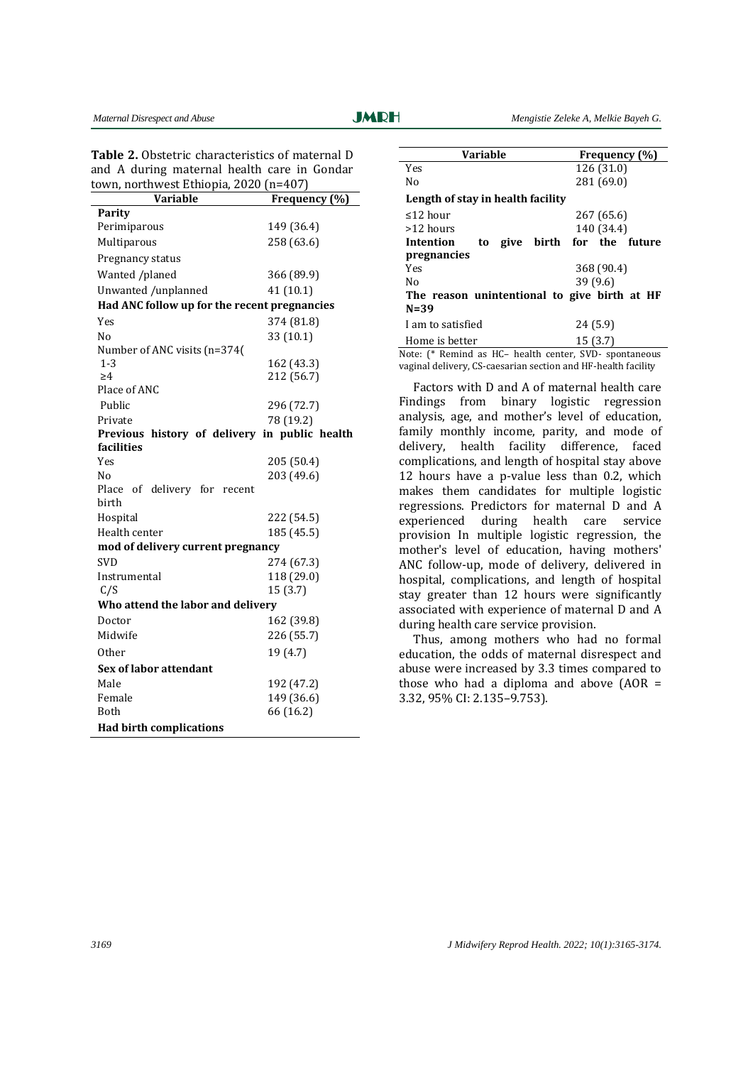**Table 2.** Obstetric characteristics of maternal D and A during maternal health care in Gondar town, northwest Ethiopia, 2020 (n=407)

| Variable | Frequency (%) |
|---|---|
| **Parity** | |
| Perimiparous | 149 (36.4) |
| Multiparous | 258 (63.6) |
| Pregnancy status | |
| Wanted /planed | 366 (89.9) |
| Unwanted /unplanned | 41 (10.1) |
| **Had ANC follow up for the recent pregnancies** | |
| Yes | 374 (81.8) |
| No | 33 (10.1) |
| Number of ANC visits (n=374( | |
| 1-3 | 162 (43.3) |
| ≥4 | 212 (56.7) |
| Place of ANC | |
| Public | 296 (72.7) |
| Private | 78 (19.2) |
| **Previous history of delivery in public health facilities** | |
| Yes | 205 (50.4) |
| No | 203 (49.6) |
| Place of delivery for recent birth | |
| Hospital | 222 (54.5) |
| Health center | 185 (45.5) |
| **mod of delivery current pregnancy** | |
| SVD | 274 (67.3) |
| Instrumental | 118 (29.0) |
| C/S | 15 (3.7) |
| **Who attend the labor and delivery** | |
| Doctor | 162 (39.8) |
| Midwife | 226 (55.7) |
| Other | 19 (4.7) |
| **Sex of labor attendant** | |
| Male | 192 (47.2) |
| Female | 149 (36.6) |
| Both | 66 (16.2) |
| **Had birth complications** | |
| Yes | 126 (31.0) |
| No | 281 (69.0) |
| **Length of stay in health facility** | |
| ≤12 hour | 267 (65.6) |
| >12 hours | 140 (34.4) |
| **Intention to give birth for the future pregnancies** | |
| Yes | 368 (90.4) |
| No | 39 (9.6) |
| **The reason unintentional to give birth at HF N=39** | |
| I am to satisfied | 24 (5.9) |
| Home is better | 15 (3.7) |

Note: (* Remind as HC– health center, SVD- spontaneous vaginal delivery, CS-caesarian section and HF-health facility

Factors with D and A of maternal health care Findings from binary logistic regression analysis, age, and mother's level of education, family monthly income, parity, and mode of delivery, health facility difference, faced complications, and length of hospital stay above 12 hours have a p-value less than 0.2, which makes them candidates for multiple logistic regressions. Predictors for maternal D and A experienced during health care service provision In multiple logistic regression, the mother's level of education, having mothers' ANC follow-up, mode of delivery, delivered in hospital, complications, and length of hospital stay greater than 12 hours were significantly associated with experience of maternal D and A during health care service provision.

Thus, among mothers who had no formal education, the odds of maternal disrespect and abuse were increased by 3.3 times compared to those who had a diploma and above (AOR = 3.32, 95% CI: 2.135–9.753).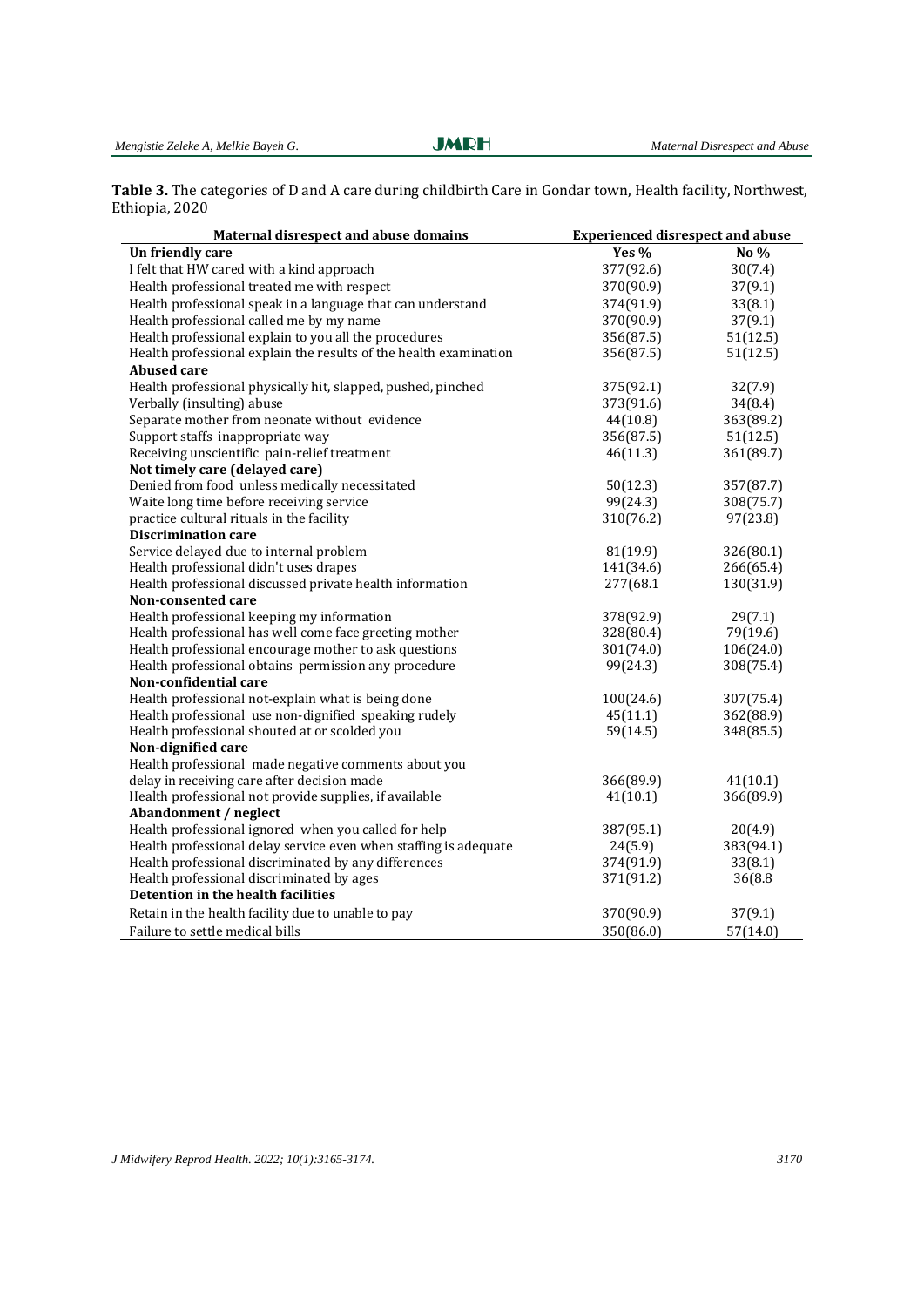**Table 3.** The categories of D and A care during childbirth Care in Gondar town, Health facility, Northwest, Ethiopia, 2020

| Maternal disrespect and abuse domains | Experienced disrespect and abuse | |
|---|---|---|
| **Un friendly care** | **Yes %** | **No %** |
| I felt that HW cared with a kind approach | 377(92.6) | 30(7.4) |
| Health professional treated me with respect | 370(90.9) | 37(9.1) |
| Health professional speak in a language that can understand | 374(91.9) | 33(8.1) |
| Health professional called me by my name | 370(90.9) | 37(9.1) |
| Health professional explain to you all the procedures | 356(87.5) | 51(12.5) |
| Health professional explain the results of the health examination | 356(87.5) | 51(12.5) |
| **Abused care** | | |
| Health professional physically hit, slapped, pushed, pinched | 375(92.1) | 32(7.9) |
| Verbally (insulting) abuse | 373(91.6) | 34(8.4) |
| Separate mother from neonate without evidence | 44(10.8) | 363(89.2) |
| Support staffs inappropriate way | 356(87.5) | 51(12.5) |
| Receiving unscientific pain-relief treatment | 46(11.3) | 361(89.7) |
| **Not timely care (delayed care)** | | |
| Denied from food unless medically necessitated | 50(12.3) | 357(87.7) |
| Waite long time before receiving service | 99(24.3) | 308(75.7) |
| practice cultural rituals in the facility | 310(76.2) | 97(23.8) |
| **Discrimination care** | | |
| Service delayed due to internal problem | 81(19.9) | 326(80.1) |
| Health professional didn't uses drapes | 141(34.6) | 266(65.4) |
| Health professional discussed private health information | 277(68.1 | 130(31.9) |
| **Non-consented care** | | |
| Health professional keeping my information | 378(92.9) | 29(7.1) |
| Health professional has well come face greeting mother | 328(80.4) | 79(19.6) |
| Health professional encourage mother to ask questions | 301(74.0) | 106(24.0) |
| Health professional obtains permission any procedure | 99(24.3) | 308(75.4) |
| **Non-confidential care** | | |
| Health professional not-explain what is being done | 100(24.6) | 307(75.4) |
| Health professional use non-dignified speaking rudely | 45(11.1) | 362(88.9) |
| Health professional shouted at or scolded you | 59(14.5) | 348(85.5) |
| **Non-dignified care** | | |
| Health professional made negative comments about you | | |
| delay in receiving care after decision made | 366(89.9) | 41(10.1) |
| Health professional not provide supplies, if available | 41(10.1) | 366(89.9) |
| **Abandonment / neglect** | | |
| Health professional ignored when you called for help | 387(95.1) | 20(4.9) |
| Health professional delay service even when staffing is adequate | 24(5.9) | 383(94.1) |
| Health professional discriminated by any differences | 374(91.9) | 33(8.1) |
| Health professional discriminated by ages | 371(91.2) | 36(8.8 |
| **Detention in the health facilities** | | |
| Retain in the health facility due to unable to pay | 370(90.9) | 37(9.1) |
| Failure to settle medical bills | 350(86.0) | 57(14.0) |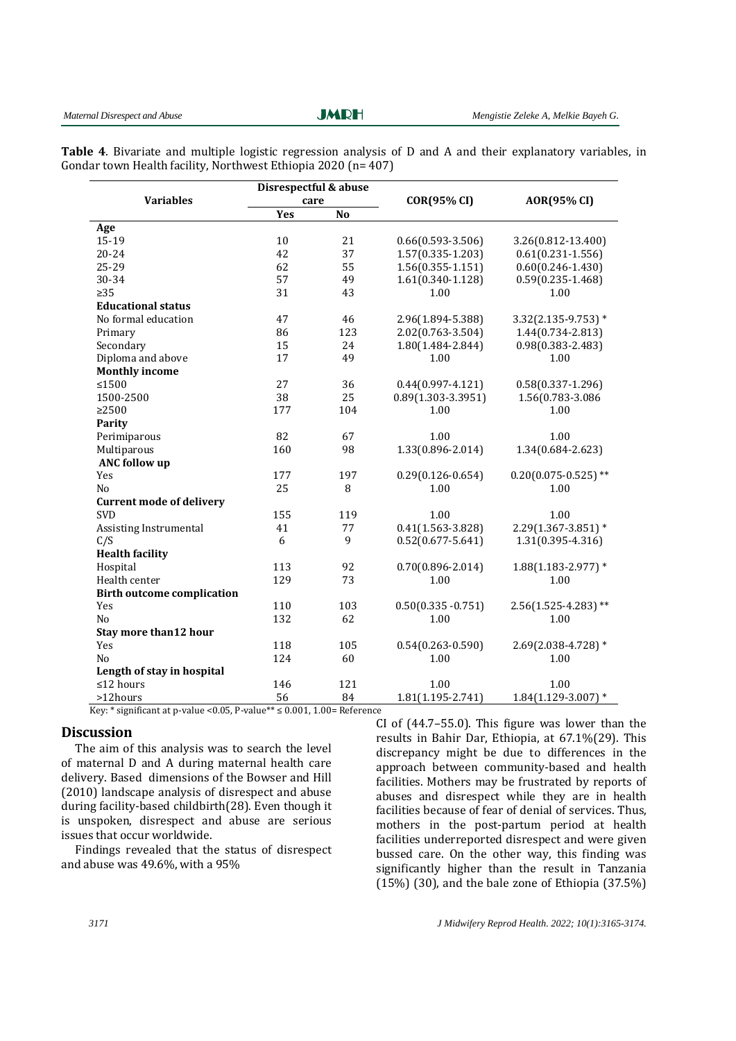**Table 4**. Bivariate and multiple logistic regression analysis of D and A and their explanatory variables, in Gondar town Health facility, Northwest Ethiopia 2020 (n= 407)

| Variables | Disrespectful & abuse care | | COR(95% CI) | AOR(95% CI) |
|---|---|---|---|---|
| | Yes | No | | |
| **Age** | | | | |
| 15-19 | 10 | 21 | 0.66(0.593-3.506) | 3.26(0.812-13.400) |
| 20-24 | 42 | 37 | 1.57(0.335-1.203) | 0.61(0.231-1.556) |
| 25-29 | 62 | 55 | 1.56(0.355-1.151) | 0.60(0.246-1.430) |
| 30-34 | 57 | 49 | 1.61(0.340-1.128) | 0.59(0.235-1.468) |
| ≥35 | 31 | 43 | 1.00 | 1.00 |
| **Educational status** | | | | |
| No formal education | 47 | 46 | 2.96(1.894-5.388) | 3.32(2.135-9.753) * |
| Primary | 86 | 123 | 2.02(0.763-3.504) | 1.44(0.734-2.813) |
| Secondary | 15 | 24 | 1.80(1.484-2.844) | 0.98(0.383-2.483) |
| Diploma and above | 17 | 49 | 1.00 | 1.00 |
| **Monthly income** | | | | |
| ≤1500 | 27 | 36 | 0.44(0.997-4.121) | 0.58(0.337-1.296) |
| 1500-2500 | 38 | 25 | 0.89(1.303-3.3951) | 1.56(0.783-3.086 |
| ≥2500 | 177 | 104 | 1.00 | 1.00 |
| **Parity** | | | | |
| Perimiparous | 82 | 67 | 1.00 | 1.00 |
| Multiparous | 160 | 98 | 1.33(0.896-2.014) | 1.34(0.684-2.623) |
| **ANC follow up** | | | | |
| Yes | 177 | 197 | 0.29(0.126-0.654) | 0.20(0.075-0.525) ** |
| No | 25 | 8 | 1.00 | 1.00 |
| **Current mode of delivery** | | | | |
| SVD | 155 | 119 | 1.00 | 1.00 |
| Assisting Instrumental | 41 | 77 | 0.41(1.563-3.828) | 2.29(1.367-3.851) * |
| C/S | 6 | 9 | 0.52(0.677-5.641) | 1.31(0.395-4.316) |
| **Health facility** | | | | |
| Hospital | 113 | 92 | 0.70(0.896-2.014) | 1.88(1.183-2.977) * |
| Health center | 129 | 73 | 1.00 | 1.00 |
| **Birth outcome complication** | | | | |
| Yes | 110 | 103 | 0.50(0.335 -0.751) | 2.56(1.525-4.283) ** |
| No | 132 | 62 | 1.00 | 1.00 |
| **Stay more than12 hour** | | | | |
| Yes | 118 | 105 | 0.54(0.263-0.590) | 2.69(2.038-4.728) * |
| No | 124 | 60 | 1.00 | 1.00 |
| **Length of stay in hospital** | | | | |
| ≤12 hours | 146 | 121 | 1.00 | 1.00 |
| >12hours | 56 | 84 | 1.81(1.195-2.741) | 1.84(1.129-3.007) * |

Key: * significant at p-value <0.05, P-value** ≤ 0.001, 1.00= Reference

## Discussion

The aim of this analysis was to search the level of maternal D and A during maternal health care delivery. Based dimensions of the Bowser and Hill (2010) landscape analysis of disrespect and abuse during facility-based childbirth(28). Even though it is unspoken, disrespect and abuse are serious issues that occur worldwide.

Findings revealed that the status of disrespect and abuse was 49.6%, with a 95% CI of (44.7–55.0). This figure was lower than the results in Bahir Dar, Ethiopia, at 67.1%(29). This discrepancy might be due to differences in the approach between community-based and health facilities. Mothers may be frustrated by reports of abuses and disrespect while they are in health facilities because of fear of denial of services. Thus, mothers in the post-partum period at health facilities underreported disrespect and were given bussed care. On the other way, this finding was significantly higher than the result in Tanzania (15%) (30), and the bale zone of Ethiopia (37.5%)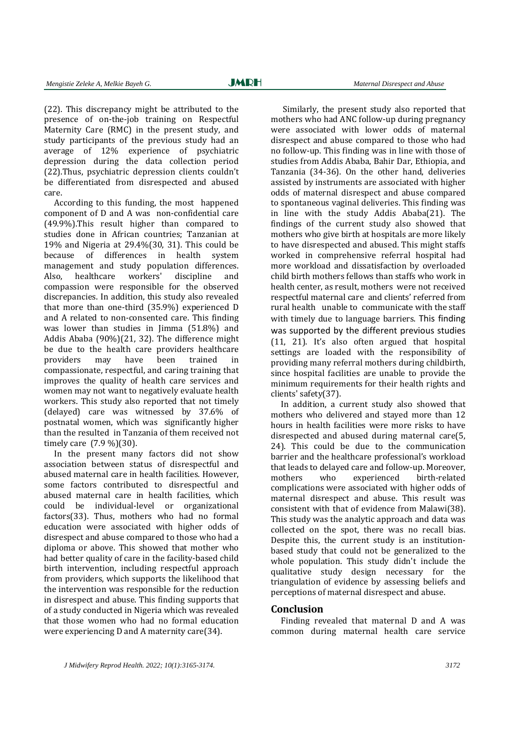(22). This discrepancy might be attributed to the presence of on-the-job training on Respectful Maternity Care (RMC) in the present study, and study participants of the previous study had an average of 12% experience of psychiatric depression during the data collection period (22).Thus, psychiatric depression clients couldn't be differentiated from disrespected and abused care.

According to this funding, the most happened component of D and A was non-confidential care (49.9%).This result higher than compared to studies done in African countries; Tanzanian at 19% and Nigeria at 29.4%(30, 31). This could be because of differences in health system management and study population differences. Also, healthcare workers' discipline and compassion were responsible for the observed discrepancies. In addition, this study also revealed that more than one-third (35.9%) experienced D and A related to non-consented care. This finding was lower than studies in Jimma (51.8%) and Addis Ababa (90%)(21, 32). The difference might be due to the health care providers healthcare providers may have been trained in compassionate, respectful, and caring training that improves the quality of health care services and women may not want to negatively evaluate health workers. This study also reported that not timely (delayed) care was witnessed by 37.6% of postnatal women, which was significantly higher than the resulted in Tanzania of them received not timely care (7.9 %)(30).

In the present many factors did not show association between status of disrespectful and abused maternal care in health facilities. However, some factors contributed to disrespectful and abused maternal care in health facilities, which could be individual-level or organizational factors(33). Thus, mothers who had no formal education were associated with higher odds of disrespect and abuse compared to those who had a diploma or above. This showed that mother who had better quality of care in the facility-based child birth intervention, including respectful approach from providers, which supports the likelihood that the intervention was responsible for the reduction in disrespect and abuse. This finding supports that of a study conducted in Nigeria which was revealed that those women who had no formal education were experiencing D and A maternity care(34).

Similarly, the present study also reported that mothers who had ANC follow-up during pregnancy were associated with lower odds of maternal disrespect and abuse compared to those who had no follow-up. This finding was in line with those of studies from Addis Ababa, Bahir Dar, Ethiopia, and Tanzania (34-36). On the other hand, deliveries assisted by instruments are associated with higher odds of maternal disrespect and abuse compared to spontaneous vaginal deliveries. This finding was in line with the study Addis Ababa(21). The findings of the current study also showed that mothers who give birth at hospitals are more likely to have disrespected and abused. This might staffs worked in comprehensive referral hospital had more workload and dissatisfaction by overloaded child birth mothers fellows than staffs who work in health center, as result, mothers were not received respectful maternal care and clients' referred from rural health unable to communicate with the staff with timely due to language barriers. This finding was supported by the different previous studies (11, 21). It's also often argued that hospital settings are loaded with the responsibility of providing many referral mothers during childbirth, since hospital facilities are unable to provide the minimum requirements for their health rights and clients' safety(37).

In addition, a current study also showed that mothers who delivered and stayed more than 12 hours in health facilities were more risks to have disrespected and abused during maternal care(5, 24). This could be due to the communication barrier and the healthcare professional's workload that leads to delayed care and follow-up. Moreover, mothers who experienced birth-related complications were associated with higher odds of maternal disrespect and abuse. This result was consistent with that of evidence from Malawi(38). This study was the analytic approach and data was collected on the spot, there was no recall bias. Despite this, the current study is an institution-based study that could not be generalized to the whole population. This study didn't include the qualitative study design necessary for the triangulation of evidence by assessing beliefs and perceptions of maternal disrespect and abuse.

## Conclusion

Finding revealed that maternal D and A was common during maternal health care service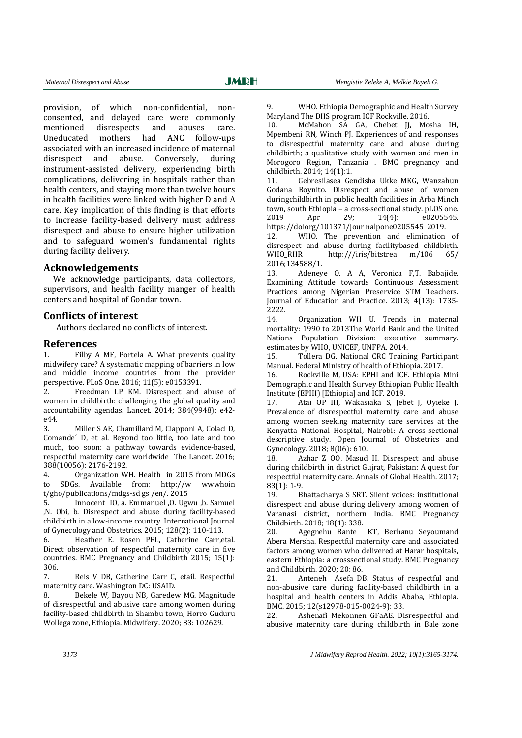provision, of which non-confidential, non-consented, and delayed care were commonly mentioned disrespects and abuses care. Uneducated mothers had ANC follow-ups associated with an increased incidence of maternal disrespect and abuse. Conversely, during instrument-assisted delivery, experiencing birth complications, delivering in hospitals rather than health centers, and staying more than twelve hours in health facilities were linked with higher D and A care. Key implication of this finding is that efforts to increase facility-based delivery must address disrespect and abuse to ensure higher utilization and to safeguard women's fundamental rights during facility delivery.

## Acknowledgements

We acknowledge participants, data collectors, supervisors, and health facility manger of health centers and hospital of Gondar town.

## Conflicts of interest

Authors declared no conflicts of interest.

## References

1. Filby A MF, Portela A. What prevents quality midwifery care? A systematic mapping of barriers in low and middle income countries from the provider perspective. PLoS One. 2016; 11(5): e0153391.
2. Freedman LP KM. Disrespect and abuse of women in childbirth: challenging the global quality and accountability agendas. Lancet. 2014; 384(9948): e42-e44.
3. Miller S AE, Chamillard M, Ciapponi A, Colaci D, Comande´ D, et al. Beyond too little, too late and too much, too soon: a pathway towards evidence-based, respectful maternity care worldwide The Lancet. 2016; 388(10056): 2176-2192.
4. Organization WH. Health in 2015 from MDGs to SDGs. Available from: http://w wwwhoin t/gho/publications/mdgs-sd gs /en/. 2015
5. Innocent IO, a. Emmanuel ,O. Ugwu ,b. Samuel ,N. Obi, b. Disrespect and abuse during facility-based childbirth in a low-income country. International Journal of Gynecology and Obstetrics. 2015; 128(2): 110-113.
6. Heather E. Rosen PFL, Catherine Carr,etal. Direct observation of respectful maternity care in five countries. BMC Pregnancy and Childbirth 2015; 15(1): 306.
7. Reis V DB, Catherine Carr C, etail. Respectful maternity care. Washington DC: USAID.
8. Bekele W, Bayou NB, Garedew MG. Magnitude of disrespectful and abusive care among women during facility-based childbirth in Shambu town, Horro Guduru Wollega zone, Ethiopia. Midwifery. 2020; 83: 102629.
9. WHO. Ethiopia Demographic and Health Survey Maryland The DHS program ICF Rockville. 2016.
10. McMahon SA GA, Chebet JJ, Mosha IH, Mpembeni RN, Winch PJ. Experiences of and responses to disrespectful maternity care and abuse during childbirth; a qualitative study with women and men in Morogoro Region, Tanzania . BMC pregnancy and childbirth. 2014; 14(1):1.
11. Gebresilasea Gendisha Ukke MKG, Wanzahun Godana Boynito. Disrespect and abuse of women duringchildbirth in public health facilities in Arba Minch town, south Ethiopia – a cross-sectional study. pLOS one. 2019 Apr 29; 14(4): e0205545. https://doiorg/101371/jour nalpone0205545 2019.
12. WHO. The prevention and elimination of disrespect and abuse during facilitybased childbirth. WHO_RHR http:///iris/bitstrea m/106 65/ 2016;134588/1.
13. Adeneye O. A A, Veronica F,T. Babajide. Examining Attitude towards Continuous Assessment Practices among Nigerian Preservice STM Teachers. Journal of Education and Practice. 2013; 4(13): 1735-2222.
14. Organization WH U. Trends in maternal mortality: 1990 to 2013The World Bank and the United Nations Population Division: executive summary. estimates by WHO, UNICEF, UNFPA. 2014.
15. Tollera DG. National CRC Training Participant Manual. Federal Ministry of health of Ethiopia. 2017.
16. Rockville M, USA: EPHI and ICF. Ethiopia Mini Demographic and Health Survey Ethiopian Public Health Institute (EPHI) [Ethiopia] and ICF. 2019.
17. Atai OP IH, Wakasiaka S, Jebet J, Oyieke J. Prevalence of disrespectful maternity care and abuse among women seeking maternity care services at the Kenyatta National Hospital, Nairobi: A cross-sectional descriptive study. Open Journal of Obstetrics and Gynecology. 2018; 8(06): 610.
18. Azhar Z OO, Masud H. Disrespect and abuse during childbirth in district Gujrat, Pakistan: A quest for respectful maternity care. Annals of Global Health. 2017; 83(1): 1-9.
19. Bhattacharya S SRT. Silent voices: institutional disrespect and abuse during delivery among women of Varanasi district, northern India. BMC Pregnancy Childbirth. 2018; 18(1): 338.
20. Agegnehu Bante KT, Berhanu Seyoumand Abera Mersha. Respectful maternity care and associated factors among women who delivered at Harar hospitals, eastern Ethiopia: a crosssectional study. BMC Pregnancy and Childbirth. 2020; 20: 86.
21. Anteneh Asefa DB. Status of respectful and non-abusive care during facility-based childbirth in a hospital and health centers in Addis Ababa, Ethiopia. BMC. 2015; 12(s12978-015-0024-9): 33.
22. Ashenafi Mekonnen GFaAE. Disrespectful and abusive maternity care during childbirth in Bale zone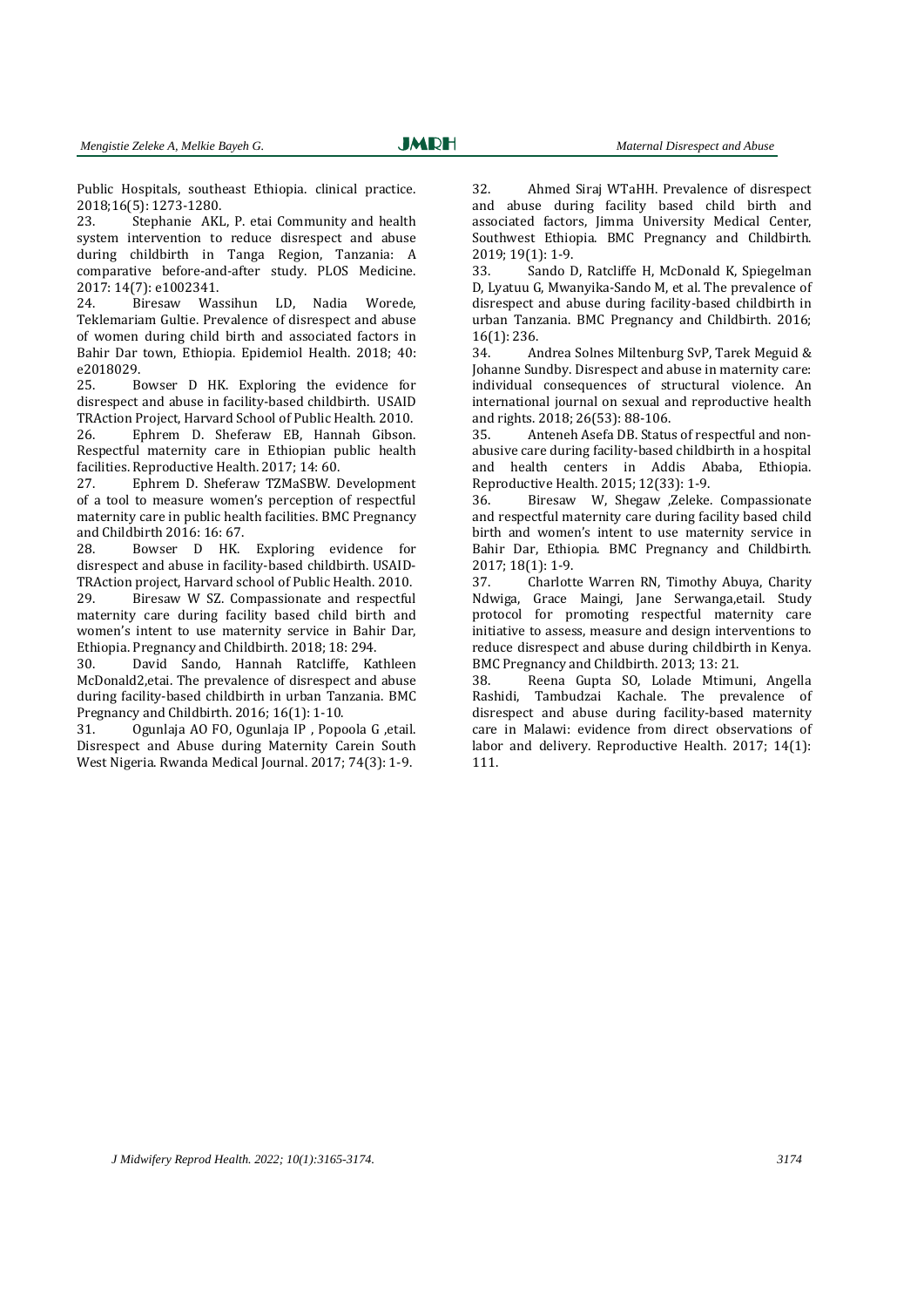Public Hospitals, southeast Ethiopia. clinical practice. 2018;16(5): 1273-1280.

23. Stephanie AKL, P. etai Community and health system intervention to reduce disrespect and abuse during childbirth in Tanga Region, Tanzania: A comparative before-and-after study. PLOS Medicine. 2017: 14(7): e1002341.

24. Biresaw Wassihun LD, Nadia Worede, Teklemariam Gultie. Prevalence of disrespect and abuse of women during child birth and associated factors in Bahir Dar town, Ethiopia. Epidemiol Health. 2018; 40: e2018029.

25. Bowser D HK. Exploring the evidence for disrespect and abuse in facility-based childbirth. USAID TRAction Project, Harvard School of Public Health. 2010.

26. Ephrem D. Sheferaw EB, Hannah Gibson. Respectful maternity care in Ethiopian public health facilities. Reproductive Health. 2017; 14: 60.

27. Ephrem D. Sheferaw TZMaSBW. Development of a tool to measure women's perception of respectful maternity care in public health facilities. BMC Pregnancy and Childbirth 2016: 16: 67.

28. Bowser D HK. Exploring evidence for disrespect and abuse in facility-based childbirth. USAID-TRAction project, Harvard school of Public Health. 2010.

29. Biresaw W SZ. Compassionate and respectful maternity care during facility based child birth and women's intent to use maternity service in Bahir Dar, Ethiopia. Pregnancy and Childbirth. 2018; 18: 294.

30. David Sando, Hannah Ratcliffe, Kathleen McDonald2,etai. The prevalence of disrespect and abuse during facility-based childbirth in urban Tanzania. BMC Pregnancy and Childbirth. 2016; 16(1): 1-10.

31. Ogunlaja AO FO, Ogunlaja IP , Popoola G ,etail. Disrespect and Abuse during Maternity Carein South West Nigeria. Rwanda Medical Journal. 2017; 74(3): 1-9.

32. Ahmed Siraj WTaHH. Prevalence of disrespect and abuse during facility based child birth and associated factors, Jimma University Medical Center, Southwest Ethiopia. BMC Pregnancy and Childbirth. 2019; 19(1): 1-9.

33. Sando D, Ratcliffe H, McDonald K, Spiegelman D, Lyatuu G, Mwanyika-Sando M, et al. The prevalence of disrespect and abuse during facility-based childbirth in urban Tanzania. BMC Pregnancy and Childbirth. 2016; 16(1): 236.

34. Andrea Solnes Miltenburg SvP, Tarek Meguid & Johanne Sundby. Disrespect and abuse in maternity care: individual consequences of structural violence. An international journal on sexual and reproductive health and rights. 2018; 26(53): 88-106.

35. Anteneh Asefa DB. Status of respectful and non-abusive care during facility-based childbirth in a hospital and health centers in Addis Ababa, Ethiopia. Reproductive Health. 2015; 12(33): 1-9.

36. Biresaw W, Shegaw ,Zeleke. Compassionate and respectful maternity care during facility based child birth and women's intent to use maternity service in Bahir Dar, Ethiopia. BMC Pregnancy and Childbirth. 2017; 18(1): 1-9.

37. Charlotte Warren RN, Timothy Abuya, Charity Ndwiga, Grace Maingi, Jane Serwanga,etail. Study protocol for promoting respectful maternity care initiative to assess, measure and design interventions to reduce disrespect and abuse during childbirth in Kenya. BMC Pregnancy and Childbirth. 2013; 13: 21.

38. Reena Gupta SO, Lolade Mtimuni, Angella Rashidi, Tambudzai Kachale. The prevalence of disrespect and abuse during facility-based maternity care in Malawi: evidence from direct observations of labor and delivery. Reproductive Health. 2017; 14(1): 111.